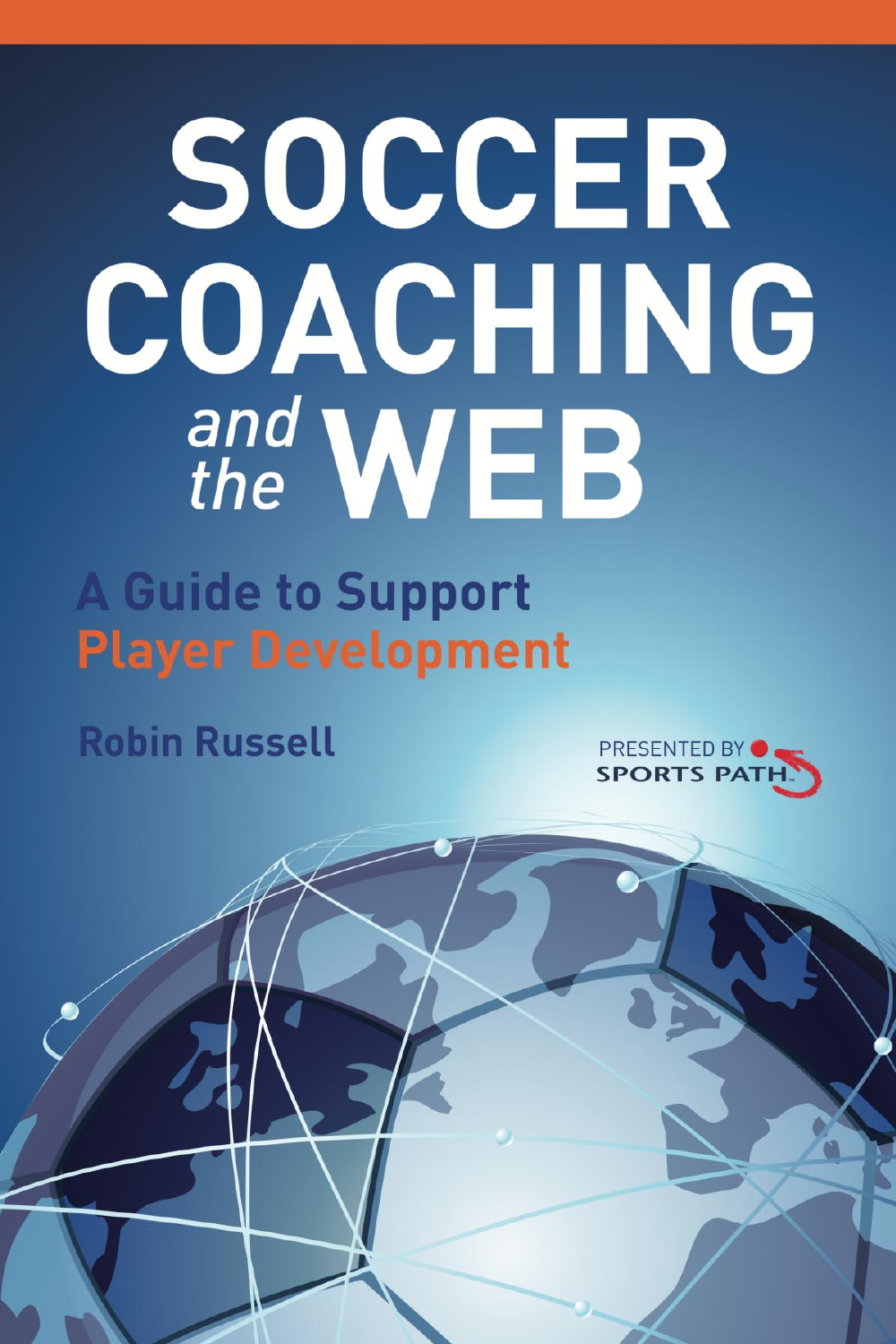# SOCCER COACHING *and the* WEB

## A Guide to Support Player Development

**Robin Russell**

PRESENTED BY SPORTS PATH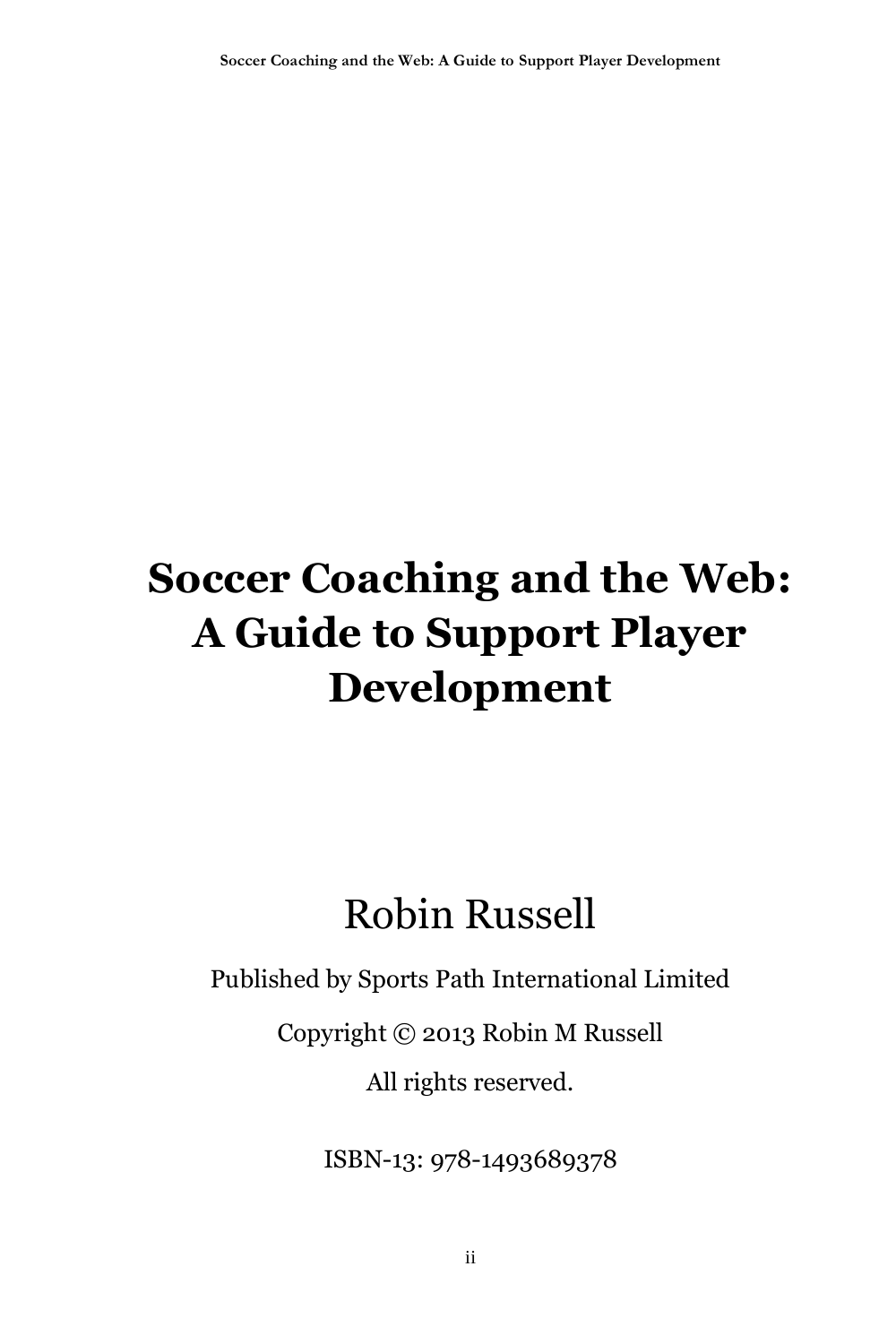# Soccer Coaching and the Web: A Guide to Support Player Development

Robin Russell

Published by Sports Path International Limited

Copyright © 2013 Robin M Russell

All rights reserved.

ISBN-13: 978-1493689378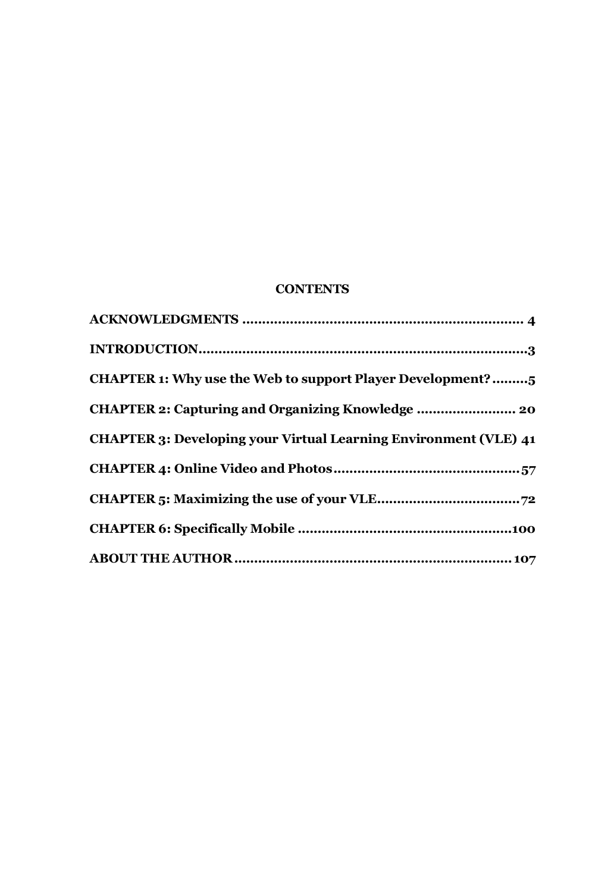**CONTENTS**

**ACKNOWLEDGMENTS ....................................................................... 4**

**INTRODUCTION...................................................................................3**

**CHAPTER 1: Why use the Web to support Player Development?.........5**

**CHAPTER 2: Capturing and Organizing Knowledge ........................ 20**

**CHAPTER 3: Developing your Virtual Learning Environment (VLE) 41**

**CHAPTER 4: Online Video and Photos..............................................57**

**CHAPTER 5: Maximizing the use of your VLE...................................72**

**CHAPTER 6: Specifically Mobile ......................................................100**

**ABOUT THE AUTHOR ...................................................................... 107**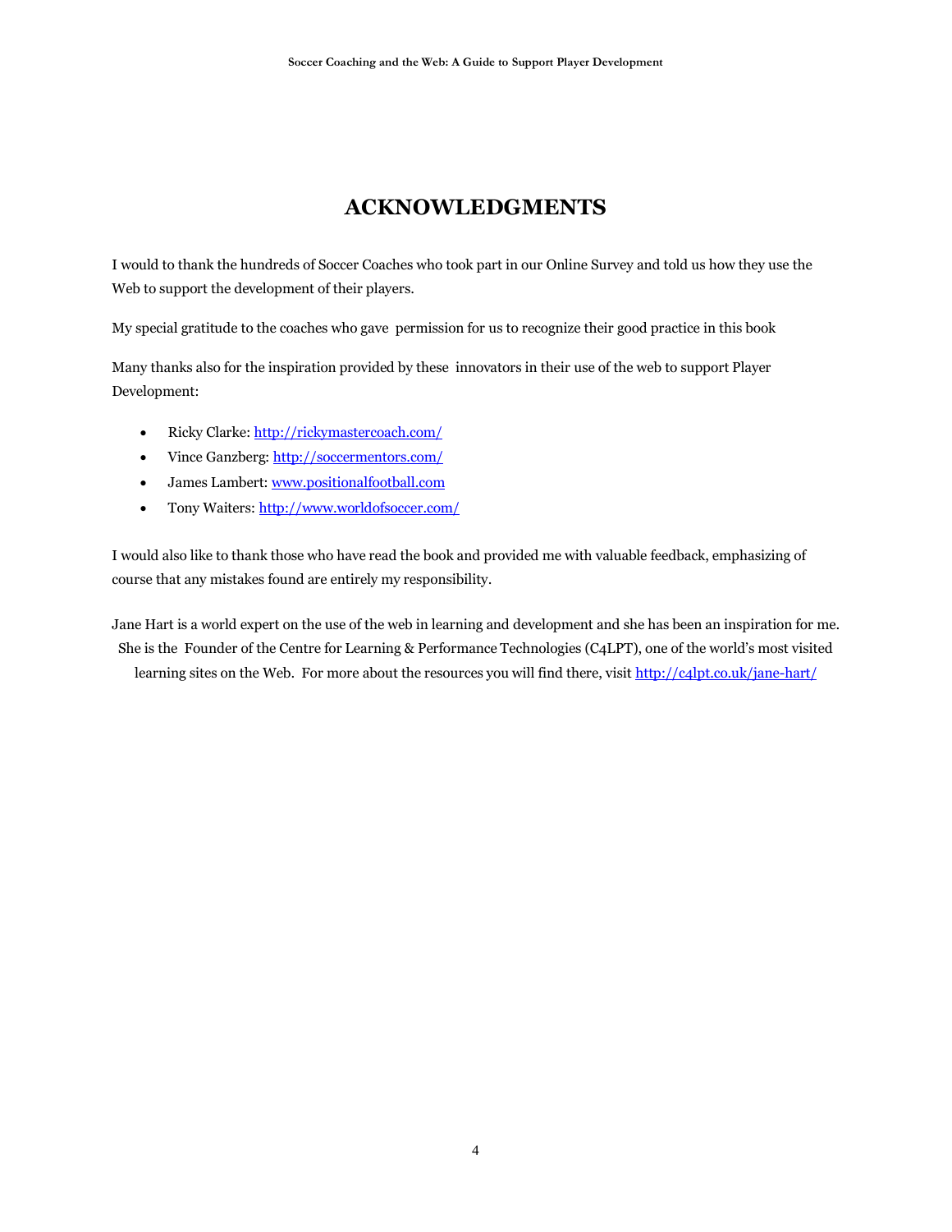# ACKNOWLEDGMENTS

I would to thank the hundreds of Soccer Coaches who took part in our Online Survey and told us how they use the Web to support the development of their players.

My special gratitude to the coaches who gave permission for us to recognize their good practice in this book

Many thanks also for the inspiration provided by these innovators in their use of the web to support Player Development:

- Ricky Clarke: http://rickymastercoach.com/
- Vince Ganzberg: http://soccermentors.com/
- James Lambert: www.positionalfootball.com
- Tony Waiters: http://www.worldofsoccer.com/

I would also like to thank those who have read the book and provided me with valuable feedback, emphasizing of course that any mistakes found are entirely my responsibility.

Jane Hart is a world expert on the use of the web in learning and development and she has been an inspiration for me. She is the Founder of the Centre for Learning & Performance Technologies (C4LPT), one of the world's most visited learning sites on the Web. For more about the resources you will find there, visit http://c4lpt.co.uk/jane-hart/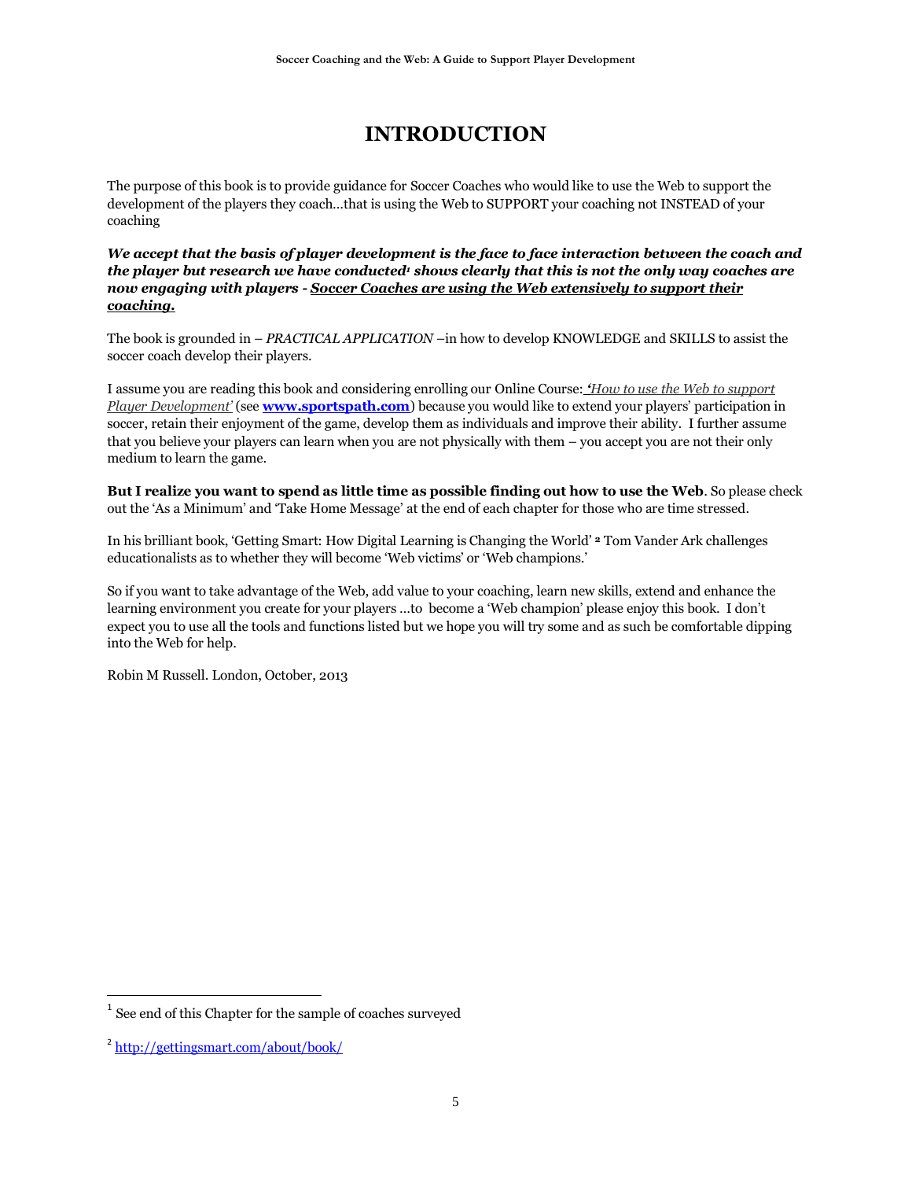# INTRODUCTION

The purpose of this book is to provide guidance for Soccer Coaches who would like to use the Web to support the development of the players they coach…that is using the Web to SUPPORT your coaching not INSTEAD of your coaching

***We accept that the basis of player development is the face to face interaction between the coach and the player but research we have conducted[1] shows clearly that this is not the only way coaches are now engaging with players - <u>Soccer Coaches are using the Web extensively to support their coaching.</u>***

The book is grounded in – *PRACTICAL APPLICATION* –in how to develop KNOWLEDGE and SKILLS to assist the soccer coach develop their players.

I assume you are reading this book and considering enrolling our Online Course: *'How to use the Web to support Player Development'* (see **www.sportspath.com**) because you would like to extend your players' participation in soccer, retain their enjoyment of the game, develop them as individuals and improve their ability. I further assume that you believe your players can learn when you are not physically with them – you accept you are not their only medium to learn the game.

**But I realize you want to spend as little time as possible finding out how to use the Web**. So please check out the 'As a Minimum' and 'Take Home Message' at the end of each chapter for those who are time stressed.

In his brilliant book, 'Getting Smart: How Digital Learning is Changing the World' [2] Tom Vander Ark challenges educationalists as to whether they will become 'Web victims' or 'Web champions.'

So if you want to take advantage of the Web, add value to your coaching, learn new skills, extend and enhance the learning environment you create for your players …to become a 'Web champion' please enjoy this book. I don't expect you to use all the tools and functions listed but we hope you will try some and as such be comfortable dipping into the Web for help.

Robin M Russell. London, October, 2013

---

[1] See end of this Chapter for the sample of coaches surveyed

[2] http://gettingsmart.com/about/book/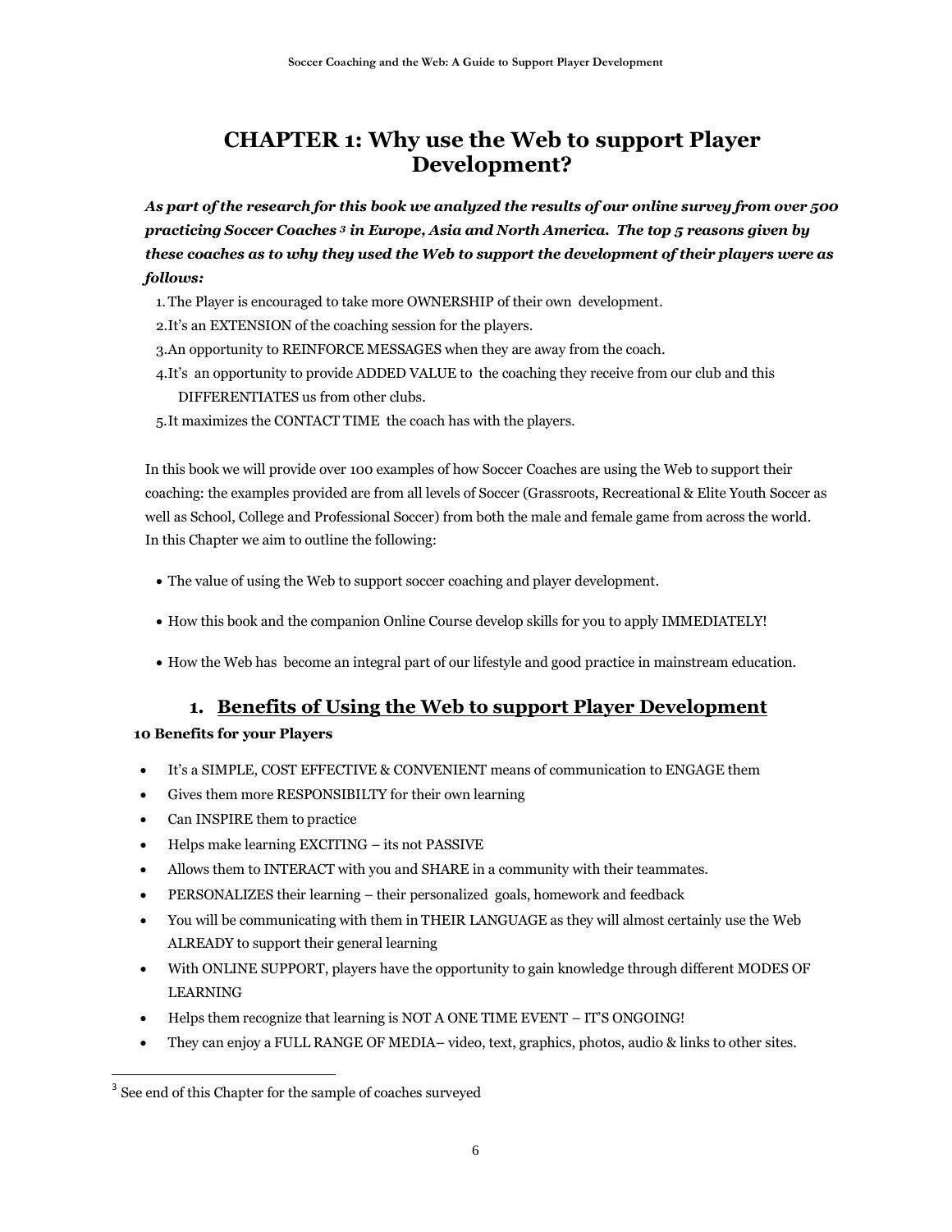# CHAPTER 1: Why use the Web to support Player Development?

***As part of the research for this book we analyzed the results of our online survey from over 500 practicing Soccer Coaches [3] in Europe, Asia and North America. The top 5 reasons given by these coaches as to why they used the Web to support the development of their players were as follows:***

1. The Player is encouraged to take more OWNERSHIP of their own development.
2. It's an EXTENSION of the coaching session for the players.
3. An opportunity to REINFORCE MESSAGES when they are away from the coach.
4. It's an opportunity to provide ADDED VALUE to the coaching they receive from our club and this DIFFERENTIATES us from other clubs.
5. It maximizes the CONTACT TIME the coach has with the players.

In this book we will provide over 100 examples of how Soccer Coaches are using the Web to support their coaching: the examples provided are from all levels of Soccer (Grassroots, Recreational & Elite Youth Soccer as well as School, College and Professional Soccer) from both the male and female game from across the world. In this Chapter we aim to outline the following:

- The value of using the Web to support soccer coaching and player development.
- How this book and the companion Online Course develop skills for you to apply IMMEDIATELY!
- How the Web has become an integral part of our lifestyle and good practice in mainstream education.

## 1. Benefits of Using the Web to support Player Development

**10 Benefits for your Players**

- It's a SIMPLE, COST EFFECTIVE & CONVENIENT means of communication to ENGAGE them
- Gives them more RESPONSIBILTY for their own learning
- Can INSPIRE them to practice
- Helps make learning EXCITING – its not PASSIVE
- Allows them to INTERACT with you and SHARE in a community with their teammates.
- PERSONALIZES their learning – their personalized goals, homework and feedback
- You will be communicating with them in THEIR LANGUAGE as they will almost certainly use the Web ALREADY to support their general learning
- With ONLINE SUPPORT, players have the opportunity to gain knowledge through different MODES OF LEARNING
- Helps them recognize that learning is NOT A ONE TIME EVENT – IT'S ONGOING!
- They can enjoy a FULL RANGE OF MEDIA– video, text, graphics, photos, audio & links to other sites.

---

[3] See end of this Chapter for the sample of coaches surveyed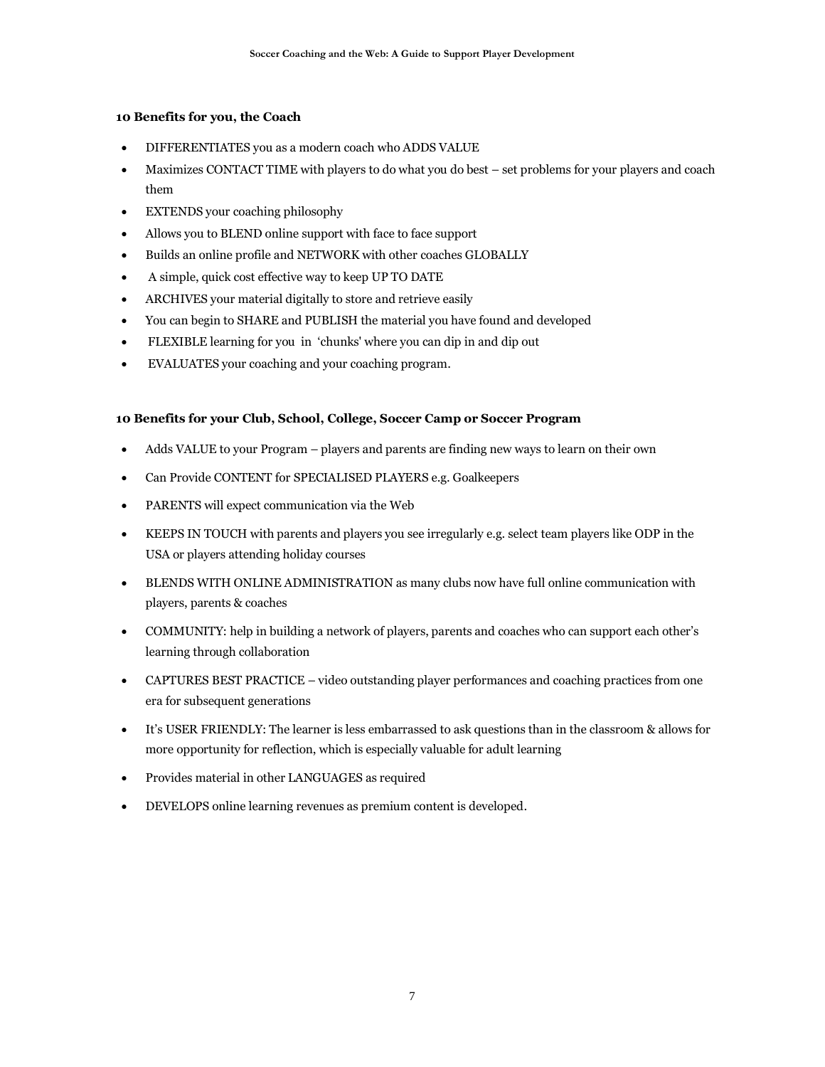**10 Benefits for you, the Coach**

- DIFFERENTIATES you as a modern coach who ADDS VALUE
- Maximizes CONTACT TIME with players to do what you do best – set problems for your players and coach them
- EXTENDS your coaching philosophy
- Allows you to BLEND online support with face to face support
- Builds an online profile and NETWORK with other coaches GLOBALLY
- A simple, quick cost effective way to keep UP TO DATE
- ARCHIVES your material digitally to store and retrieve easily
- You can begin to SHARE and PUBLISH the material you have found and developed
- FLEXIBLE learning for you in 'chunks' where you can dip in and dip out
- EVALUATES your coaching and your coaching program.

**10 Benefits for your Club, School, College, Soccer Camp or Soccer Program**

- Adds VALUE to your Program – players and parents are finding new ways to learn on their own
- Can Provide CONTENT for SPECIALISED PLAYERS e.g. Goalkeepers
- PARENTS will expect communication via the Web
- KEEPS IN TOUCH with parents and players you see irregularly e.g. select team players like ODP in the USA or players attending holiday courses
- BLENDS WITH ONLINE ADMINISTRATION as many clubs now have full online communication with players, parents & coaches
- COMMUNITY: help in building a network of players, parents and coaches who can support each other's learning through collaboration
- CAPTURES BEST PRACTICE – video outstanding player performances and coaching practices from one era for subsequent generations
- It's USER FRIENDLY: The learner is less embarrassed to ask questions than in the classroom & allows for more opportunity for reflection, which is especially valuable for adult learning
- Provides material in other LANGUAGES as required
- DEVELOPS online learning revenues as premium content is developed.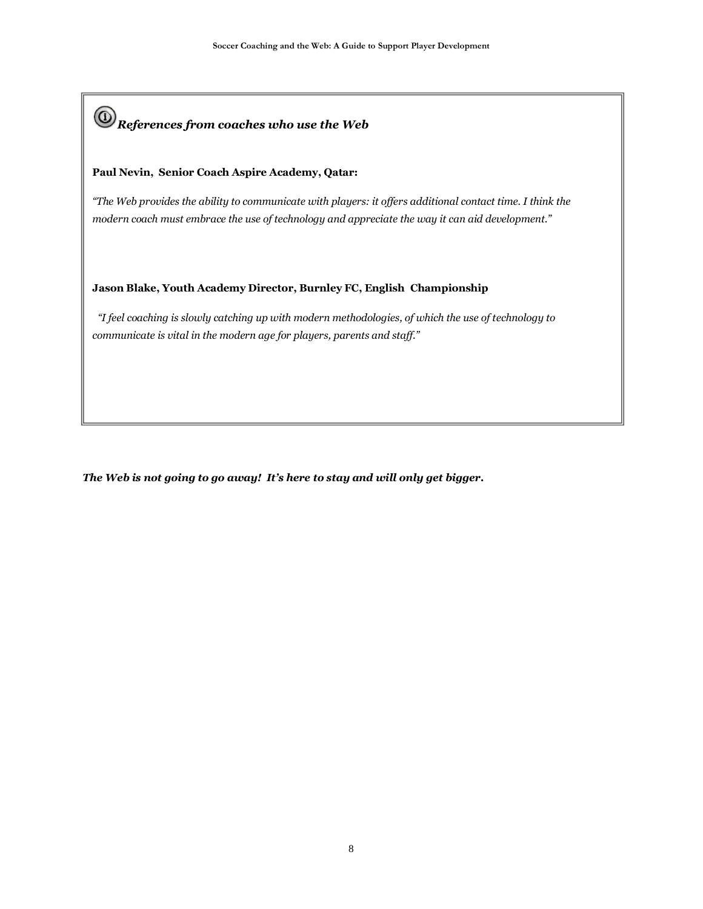### *References from coaches who use the Web*

**Paul Nevin, Senior Coach Aspire Academy, Qatar:**

*"The Web provides the ability to communicate with players: it offers additional contact time. I think the modern coach must embrace the use of technology and appreciate the way it can aid development."*

**Jason Blake, Youth Academy Director, Burnley FC, English Championship**

*"I feel coaching is slowly catching up with modern methodologies, of which the use of technology to communicate is vital in the modern age for players, parents and staff."*

***The Web is not going to go away! It's here to stay and will only get bigger.***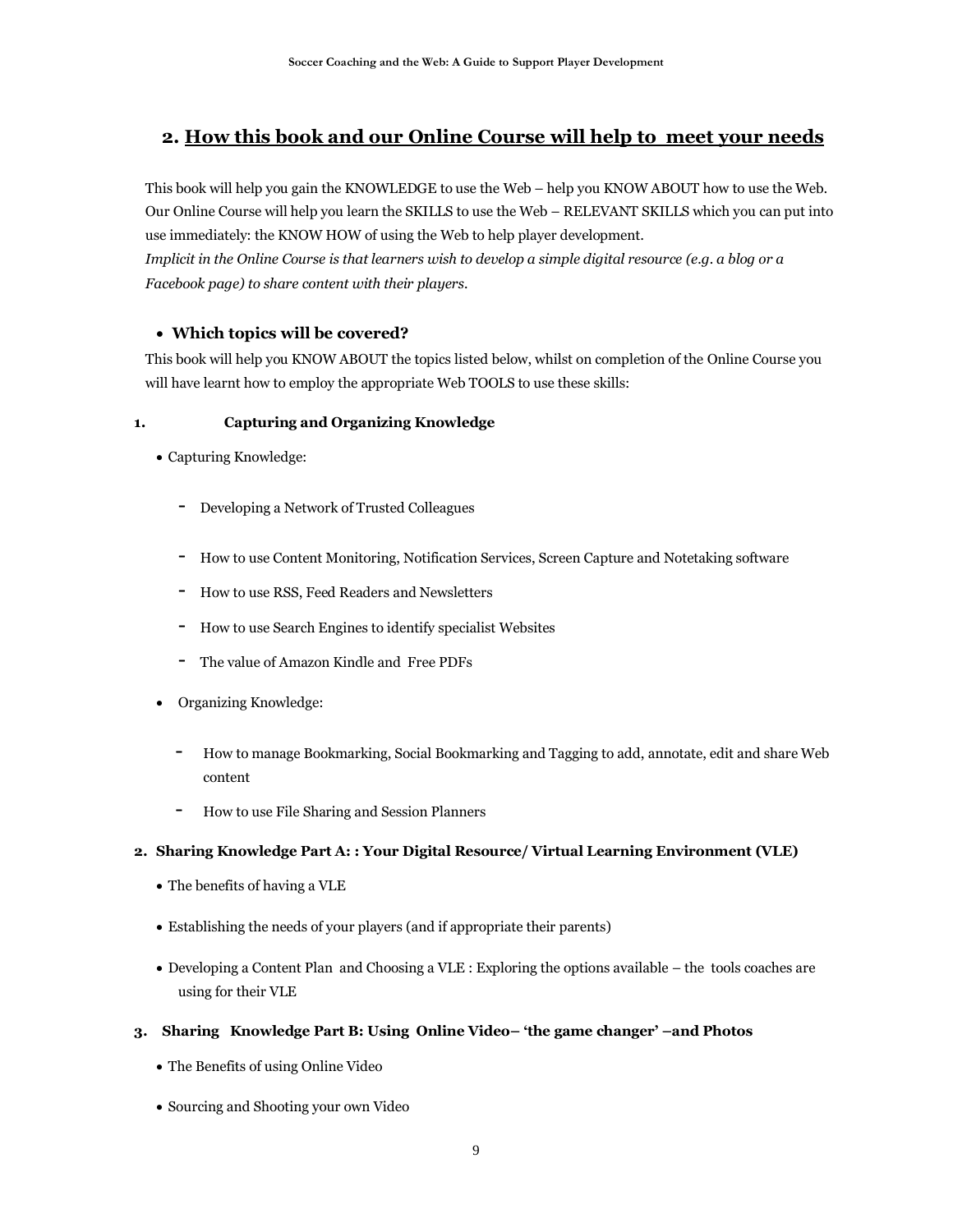## 2. How this book and our Online Course will help to meet your needs

This book will help you gain the KNOWLEDGE to use the Web – help you KNOW ABOUT how to use the Web. Our Online Course will help you learn the SKILLS to use the Web – RELEVANT SKILLS which you can put into use immediately: the KNOW HOW of using the Web to help player development.

*Implicit in the Online Course is that learners wish to develop a simple digital resource (e.g. a blog or a Facebook page) to share content with their players.*

- **Which topics will be covered?**

This book will help you KNOW ABOUT the topics listed below, whilst on completion of the Online Course you will have learnt how to employ the appropriate Web TOOLS to use these skills:

**1. Capturing and Organizing Knowledge**

- Capturing Knowledge:
  - Developing a Network of Trusted Colleagues
  - How to use Content Monitoring, Notification Services, Screen Capture and Notetaking software
  - How to use RSS, Feed Readers and Newsletters
  - How to use Search Engines to identify specialist Websites
  - The value of Amazon Kindle and Free PDFs
- Organizing Knowledge:
  - How to manage Bookmarking, Social Bookmarking and Tagging to add, annotate, edit and share Web content
  - How to use File Sharing and Session Planners

**2. Sharing Knowledge Part A: : Your Digital Resource/ Virtual Learning Environment (VLE)**

- The benefits of having a VLE
- Establishing the needs of your players (and if appropriate their parents)
- Developing a Content Plan and Choosing a VLE : Exploring the options available – the tools coaches are using for their VLE

**3. Sharing Knowledge Part B: Using Online Video– 'the game changer' –and Photos**

- The Benefits of using Online Video
- Sourcing and Shooting your own Video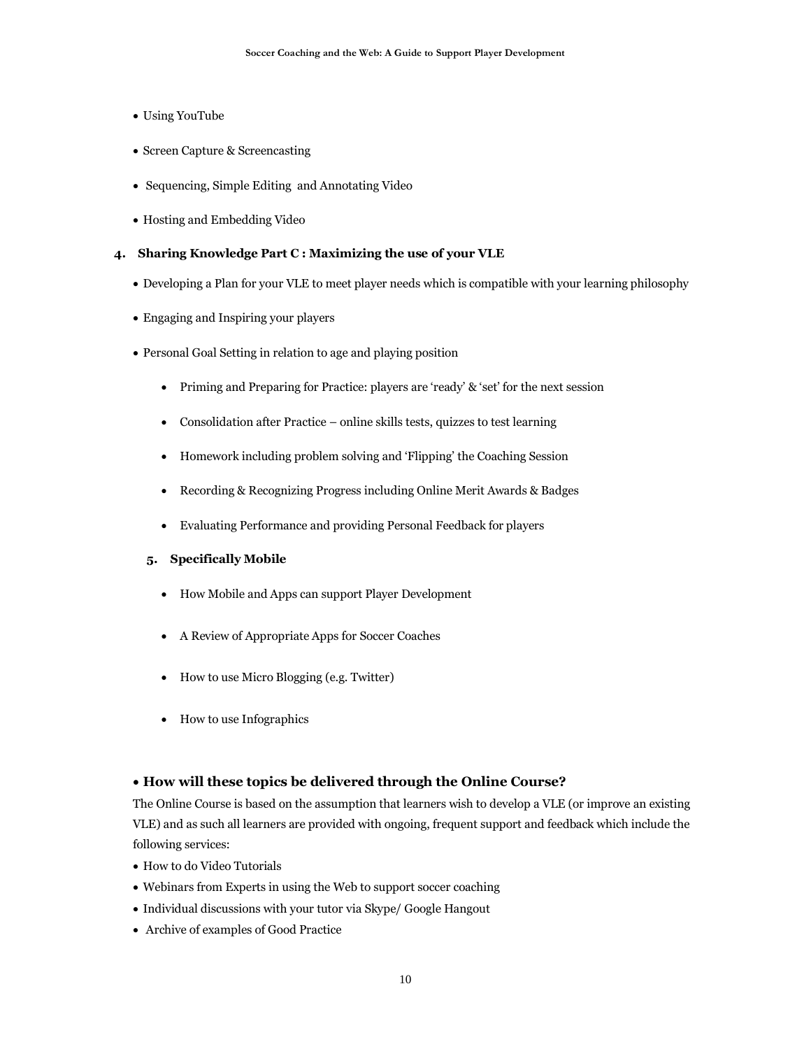- Using YouTube
- Screen Capture & Screencasting
- Sequencing, Simple Editing and Annotating Video
- Hosting and Embedding Video

**4. Sharing Knowledge Part C : Maximizing the use of your VLE**

- Developing a Plan for your VLE to meet player needs which is compatible with your learning philosophy
- Engaging and Inspiring your players
- Personal Goal Setting in relation to age and playing position
    - Priming and Preparing for Practice: players are 'ready' & 'set' for the next session
    - Consolidation after Practice – online skills tests, quizzes to test learning
    - Homework including problem solving and 'Flipping' the Coaching Session
    - Recording & Recognizing Progress including Online Merit Awards & Badges
    - Evaluating Performance and providing Personal Feedback for players

**5. Specifically Mobile**

- How Mobile and Apps can support Player Development
- A Review of Appropriate Apps for Soccer Coaches
- How to use Micro Blogging (e.g. Twitter)
- How to use Infographics

### • How will these topics be delivered through the Online Course?

The Online Course is based on the assumption that learners wish to develop a VLE (or improve an existing VLE) and as such all learners are provided with ongoing, frequent support and feedback which include the following services:

- How to do Video Tutorials
- Webinars from Experts in using the Web to support soccer coaching
- Individual discussions with your tutor via Skype/ Google Hangout
- Archive of examples of Good Practice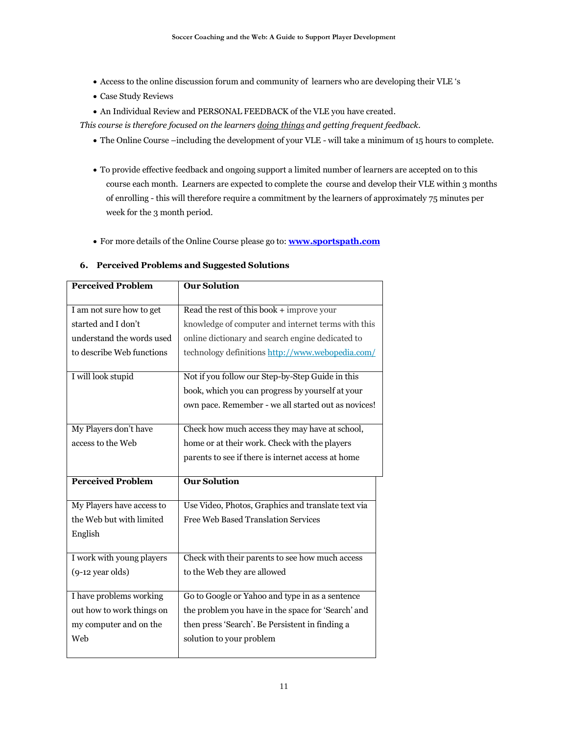- Access to the online discussion forum and community of learners who are developing their VLE 's
- Case Study Reviews
- An Individual Review and PERSONAL FEEDBACK of the VLE you have created.

*This course is therefore focused on the learners doing things and getting frequent feedback.*

- The Online Course –including the development of your VLE - will take a minimum of 15 hours to complete.

- To provide effective feedback and ongoing support a limited number of learners are accepted on to this course each month. Learners are expected to complete the course and develop their VLE within 3 months of enrolling - this will therefore require a commitment by the learners of approximately 75 minutes per week for the 3 month period.

- For more details of the Online Course please go to: **www.sportspath.com**

## 6. Perceived Problems and Suggested Solutions

| **Perceived Problem** | **Our Solution** |
| --- | --- |
| I am not sure how to get started and I don't understand the words used to describe Web functions | Read the rest of this book + improve your knowledge of computer and internet terms with this online dictionary and search engine dedicated to technology definitions http://www.webopedia.com/ |
| I will look stupid | Not if you follow our Step-by-Step Guide in this book, which you can progress by yourself at your own pace. Remember - we all started out as novices! |
| My Players don't have access to the Web | Check how much access they may have at school, home or at their work. Check with the players parents to see if there is internet access at home |
| My Players have access to the Web but with limited English | Use Video, Photos, Graphics and translate text via Free Web Based Translation Services |
| I work with young players (9-12 year olds) | Check with their parents to see how much access to the Web they are allowed |
| I have problems working out how to work things on my computer and on the Web | Go to Google or Yahoo and type in as a sentence the problem you have in the space for 'Search' and then press 'Search'. Be Persistent in finding a solution to your problem |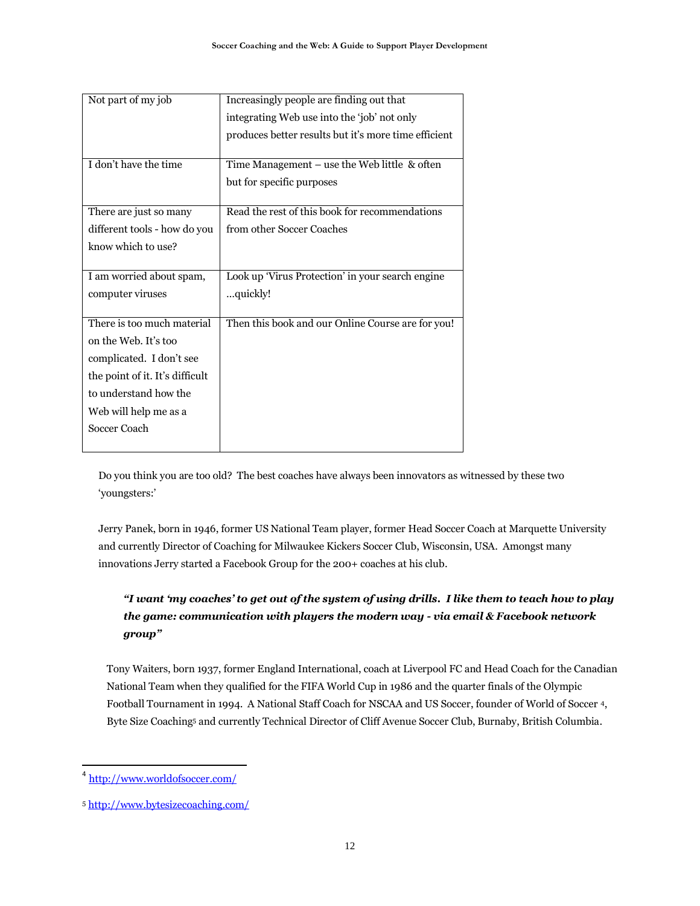| Not part of my job | Increasingly people are finding out that integrating Web use into the 'job' not only produces better results but it's more time efficient |
|---|---|
| I don't have the time | Time Management – use the Web little & often but for specific purposes |
| There are just so many different tools - how do you know which to use? | Read the rest of this book for recommendations from other Soccer Coaches |
| I am worried about spam, computer viruses | Look up 'Virus Protection' in your search engine …quickly! |
| There is too much material on the Web. It's too complicated. I don't see the point of it. It's difficult to understand how the Web will help me as a Soccer Coach | Then this book and our Online Course are for you! |

Do you think you are too old? The best coaches have always been innovators as witnessed by these two 'youngsters:'

Jerry Panek, born in 1946, former US National Team player, former Head Soccer Coach at Marquette University and currently Director of Coaching for Milwaukee Kickers Soccer Club, Wisconsin, USA. Amongst many innovations Jerry started a Facebook Group for the 200+ coaches at his club.

> ***"I want 'my coaches' to get out of the system of using drills. I like them to teach how to play the game: communication with players the modern way - via email & Facebook network group"***

Tony Waiters, born 1937, former England International, coach at Liverpool FC and Head Coach for the Canadian National Team when they qualified for the FIFA World Cup in 1986 and the quarter finals of the Olympic Football Tournament in 1994. A National Staff Coach for NSCAA and US Soccer, founder of World of Soccer [4], Byte Size Coaching[5] and currently Technical Director of Cliff Avenue Soccer Club, Burnaby, British Columbia.

---

[4] http://www.worldofsoccer.com/

[5] http://www.bytesizecoaching.com/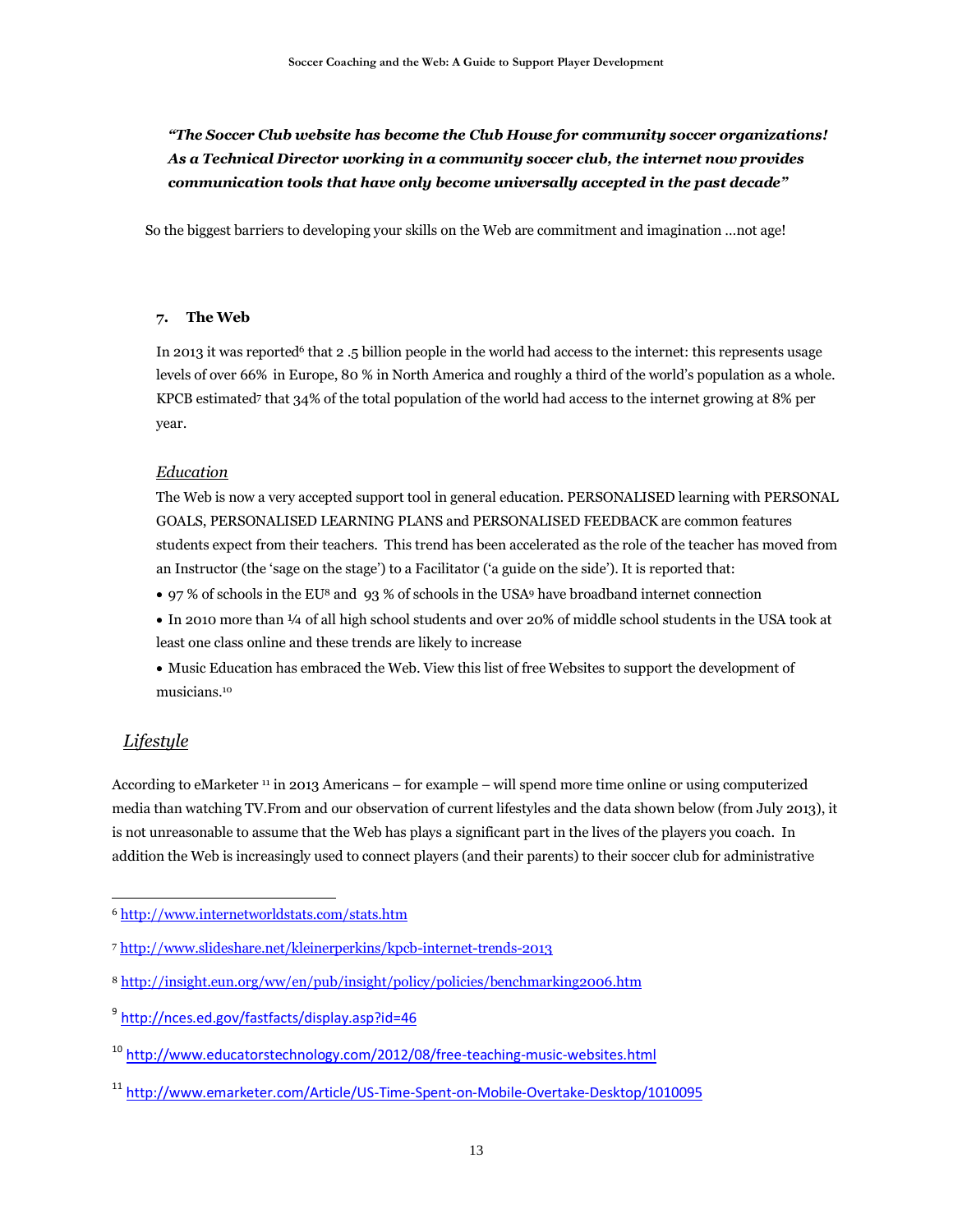*“The Soccer Club website has become the Club House for community soccer organizations! As a Technical Director working in a community soccer club, the internet now provides communication tools that have only become universally accepted in the past decade”*

So the biggest barriers to developing your skills on the Web are commitment and imagination …not age!

## 7. The Web

In 2013 it was reported[6] that 2 .5 billion people in the world had access to the internet: this represents usage levels of over 66% in Europe, 80 % in North America and roughly a third of the world’s population as a whole. KPCB estimated[7] that 34% of the total population of the world had access to the internet growing at 8% per year.

### *Education*

The Web is now a very accepted support tool in general education. PERSONALISED learning with PERSONAL GOALS, PERSONALISED LEARNING PLANS and PERSONALISED FEEDBACK are common features students expect from their teachers. This trend has been accelerated as the role of the teacher has moved from an Instructor (the ‘sage on the stage’) to a Facilitator (‘a guide on the side’). It is reported that:

- 97 % of schools in the EU[8] and 93 % of schools in the USA[9] have broadband internet connection
- In 2010 more than ¼ of all high school students and over 20% of middle school students in the USA took at least one class online and these trends are likely to increase
- Music Education has embraced the Web. View this list of free Websites to support the development of musicians.[10]

### *Lifestyle*

According to eMarketer [11] in 2013 Americans – for example – will spend more time online or using computerized media than watching TV.From and our observation of current lifestyles and the data shown below (from July 2013), it is not unreasonable to assume that the Web has plays a significant part in the lives of the players you coach. In addition the Web is increasingly used to connect players (and their parents) to their soccer club for administrative

---

[6] http://www.internetworldstats.com/stats.htm

[7] http://www.slideshare.net/kleinerperkins/kpcb-internet-trends-2013

[8] http://insight.eun.org/ww/en/pub/insight/policy/policies/benchmarking2006.htm

[9] http://nces.ed.gov/fastfacts/display.asp?id=46

[10] http://www.educatorstechnology.com/2012/08/free-teaching-music-websites.html

[11] http://www.emarketer.com/Article/US-Time-Spent-on-Mobile-Overtake-Desktop/1010095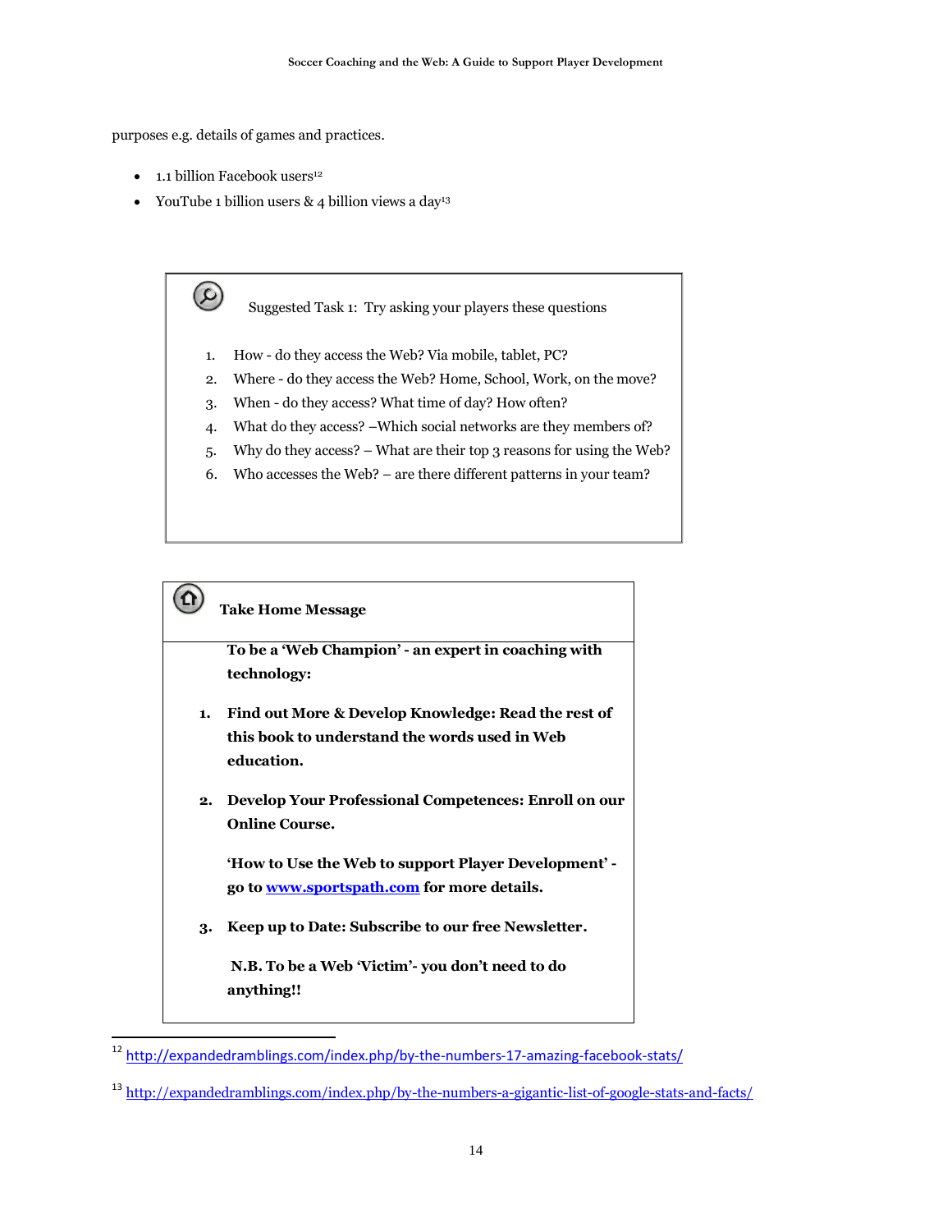purposes e.g. details of games and practices.

- 1.1 billion Facebook users[12]
- YouTube 1 billion users & 4 billion views a day[13]

Suggested Task 1: Try asking your players these questions

1. How - do they access the Web? Via mobile, tablet, PC?
2. Where - do they access the Web? Home, School, Work, on the move?
3. When - do they access? What time of day? How often?
4. What do they access? –Which social networks are they members of?
5. Why do they access? – What are their top 3 reasons for using the Web?
6. Who accesses the Web? – are there different patterns in your team?

**Take Home Message**

**To be a 'Web Champion' - an expert in coaching with technology:**

1. **Find out More & Develop Knowledge: Read the rest of this book to understand the words used in Web education.**
2. **Develop Your Professional Competences: Enroll on our Online Course.**

   **'How to Use the Web to support Player Development' - go to [www.sportspath.com](http://www.sportspath.com) for more details.**
3. **Keep up to Date: Subscribe to our free Newsletter.**

**N.B. To be a Web 'Victim'- you don't need to do anything!!**

---

[12] http://expandedramblings.com/index.php/by-the-numbers-17-amazing-facebook-stats/

[13] http://expandedramblings.com/index.php/by-the-numbers-a-gigantic-list-of-google-stats-and-facts/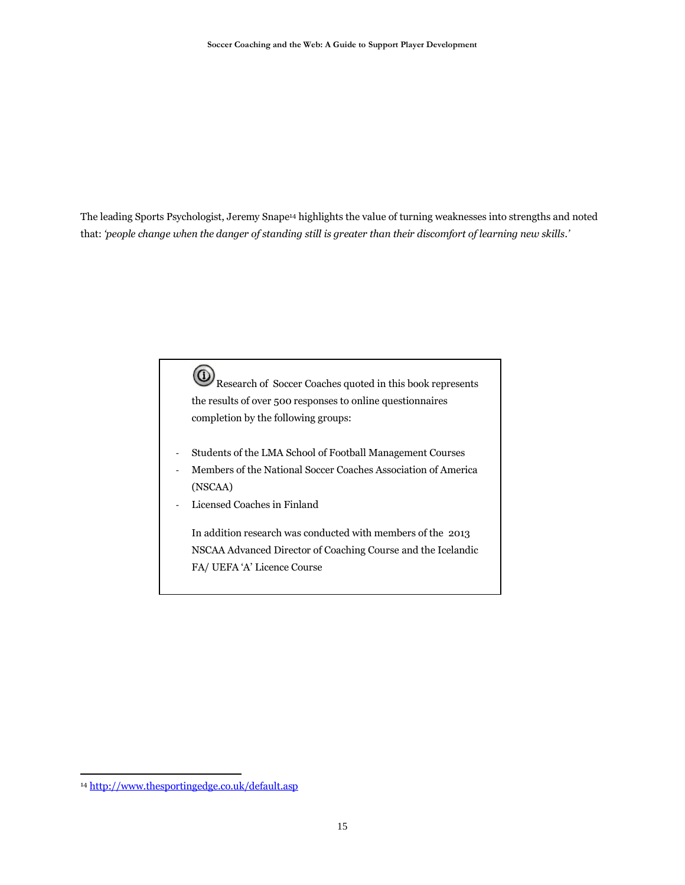The leading Sports Psychologist, Jeremy Snape[14] highlights the value of turning weaknesses into strengths and noted that: *'people change when the danger of standing still is greater than their discomfort of learning new skills.'*

> Research of Soccer Coaches quoted in this book represents the results of over 500 responses to online questionnaires completion by the following groups:
>
> - Students of the LMA School of Football Management Courses
> - Members of the National Soccer Coaches Association of America (NSCAA)
> - Licensed Coaches in Finland
>
> In addition research was conducted with members of the 2013 NSCAA Advanced Director of Coaching Course and the Icelandic FA/ UEFA 'A' Licence Course

[14] http://www.thesportingedge.co.uk/default.asp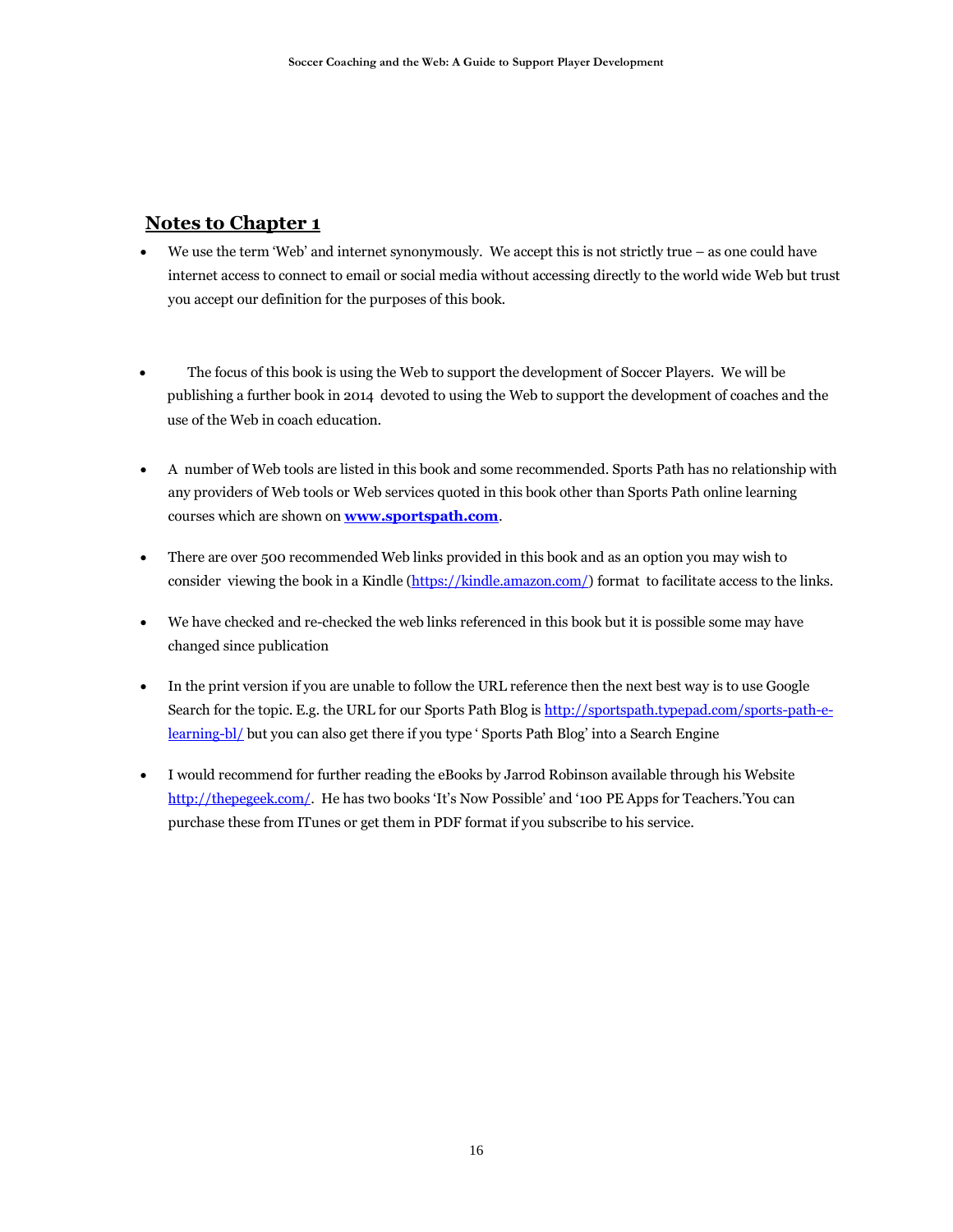## Notes to Chapter 1

- We use the term 'Web' and internet synonymously. We accept this is not strictly true – as one could have internet access to connect to email or social media without accessing directly to the world wide Web but trust you accept our definition for the purposes of this book.

- The focus of this book is using the Web to support the development of Soccer Players. We will be publishing a further book in 2014 devoted to using the Web to support the development of coaches and the use of the Web in coach education.

- A number of Web tools are listed in this book and some recommended. Sports Path has no relationship with any providers of Web tools or Web services quoted in this book other than Sports Path online learning courses which are shown on **www.sportspath.com**.

- There are over 500 recommended Web links provided in this book and as an option you may wish to consider viewing the book in a Kindle (https://kindle.amazon.com/) format to facilitate access to the links.

- We have checked and re-checked the web links referenced in this book but it is possible some may have changed since publication

- In the print version if you are unable to follow the URL reference then the next best way is to use Google Search for the topic. E.g. the URL for our Sports Path Blog is http://sportspath.typepad.com/sports-path-e-learning-bl/ but you can also get there if you type ' Sports Path Blog' into a Search Engine

- I would recommend for further reading the eBooks by Jarrod Robinson available through his Website http://thepegeek.com/. He has two books 'It's Now Possible' and '100 PE Apps for Teachers.'You can purchase these from ITunes or get them in PDF format if you subscribe to his service.